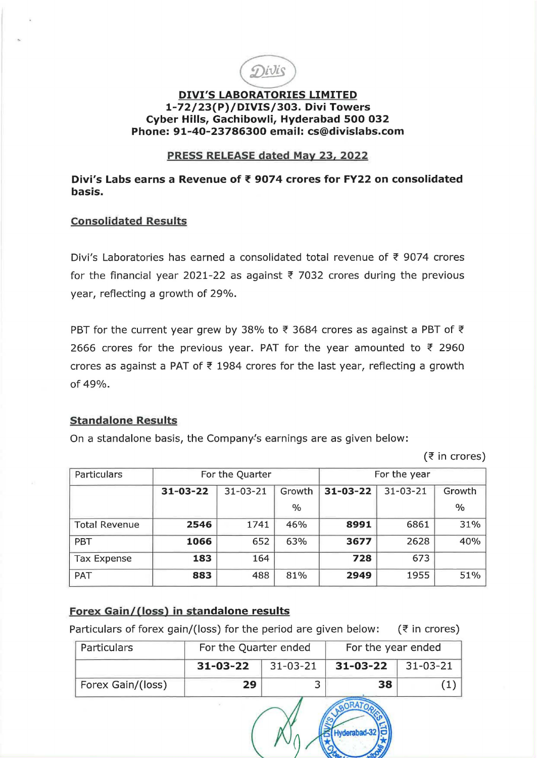**DIVI'S LABORATORIES LIMITED**
**1-72/23(P)/DIVIS/303. Divi Towers**
**Cyber Hills, Gachibowli, Hyderabad 500 032**
**Phone: 91-40-23786300 email: cs@divislabs.com**

**PRESS RELEASE dated May 23, 2022**

**Divi's Labs earns a Revenue of ₹ 9074 crores for FY22 on consolidated basis.**

## Consolidated Results

Divi's Laboratories has earned a consolidated total revenue of ₹ 9074 crores for the financial year 2021-22 as against ₹ 7032 crores during the previous year, reflecting a growth of 29%.

PBT for the current year grew by 38% to ₹ 3684 crores as against a PBT of ₹ 2666 crores for the previous year. PAT for the year amounted to ₹ 2960 crores as against a PAT of ₹ 1984 crores for the last year, reflecting a growth of 49%.

## Standalone Results

On a standalone basis, the Company's earnings are as given below:

(₹ in crores)

| Particulars | For the Quarter | | | For the year | | |
|---|---|---|---|---|---|---|
| | **31-03-22** | 31-03-21 | Growth % | **31-03-22** | 31-03-21 | Growth % |
| Total Revenue | **2546** | 1741 | 46% | **8991** | 6861 | 31% |
| PBT | **1066** | 652 | 63% | **3677** | 2628 | 40% |
| Tax Expense | **183** | 164 | | **728** | 673 | |
| PAT | **883** | 488 | 81% | **2949** | 1955 | 51% |

## Forex Gain/(loss) in standalone results

Particulars of forex gain/(loss) for the period are given below: (₹ in crores)

| Particulars | For the Quarter ended | | For the year ended | |
|---|---|---|---|---|
| | **31-03-22** | 31-03-21 | **31-03-22** | 31-03-21 |
| Forex Gain/(loss) | **29** | 3 | **38** | (1) |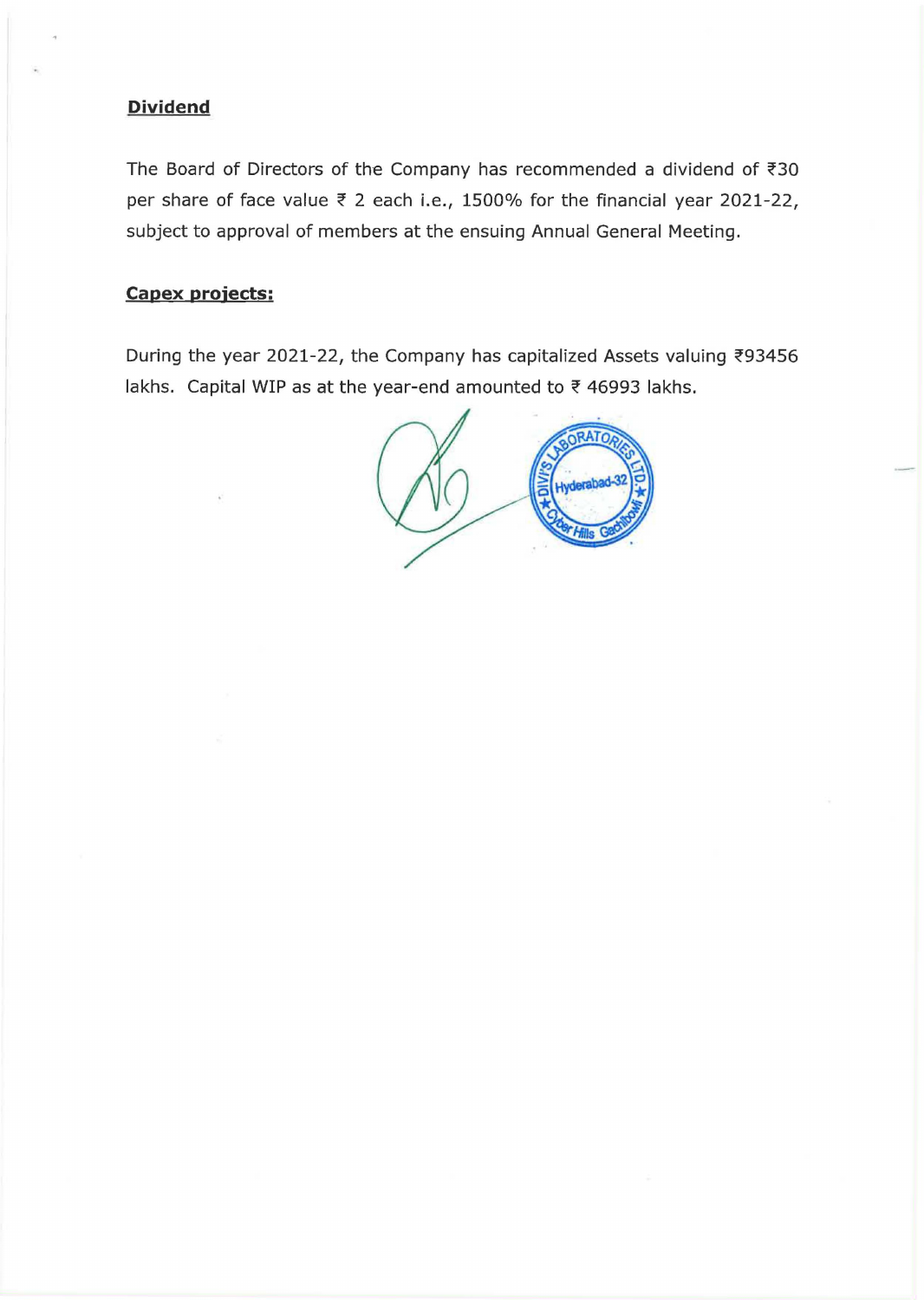**Dividend**

The Board of Directors of the Company has recommended a dividend of ₹30 per share of face value ₹ 2 each i.e., 1500% for the financial year 2021-22, subject to approval of members at the ensuing Annual General Meeting.

**Capex projects:**

During the year 2021-22, the Company has capitalized Assets valuing ₹93456 lakhs. Capital WIP as at the year-end amounted to ₹ 46993 lakhs.